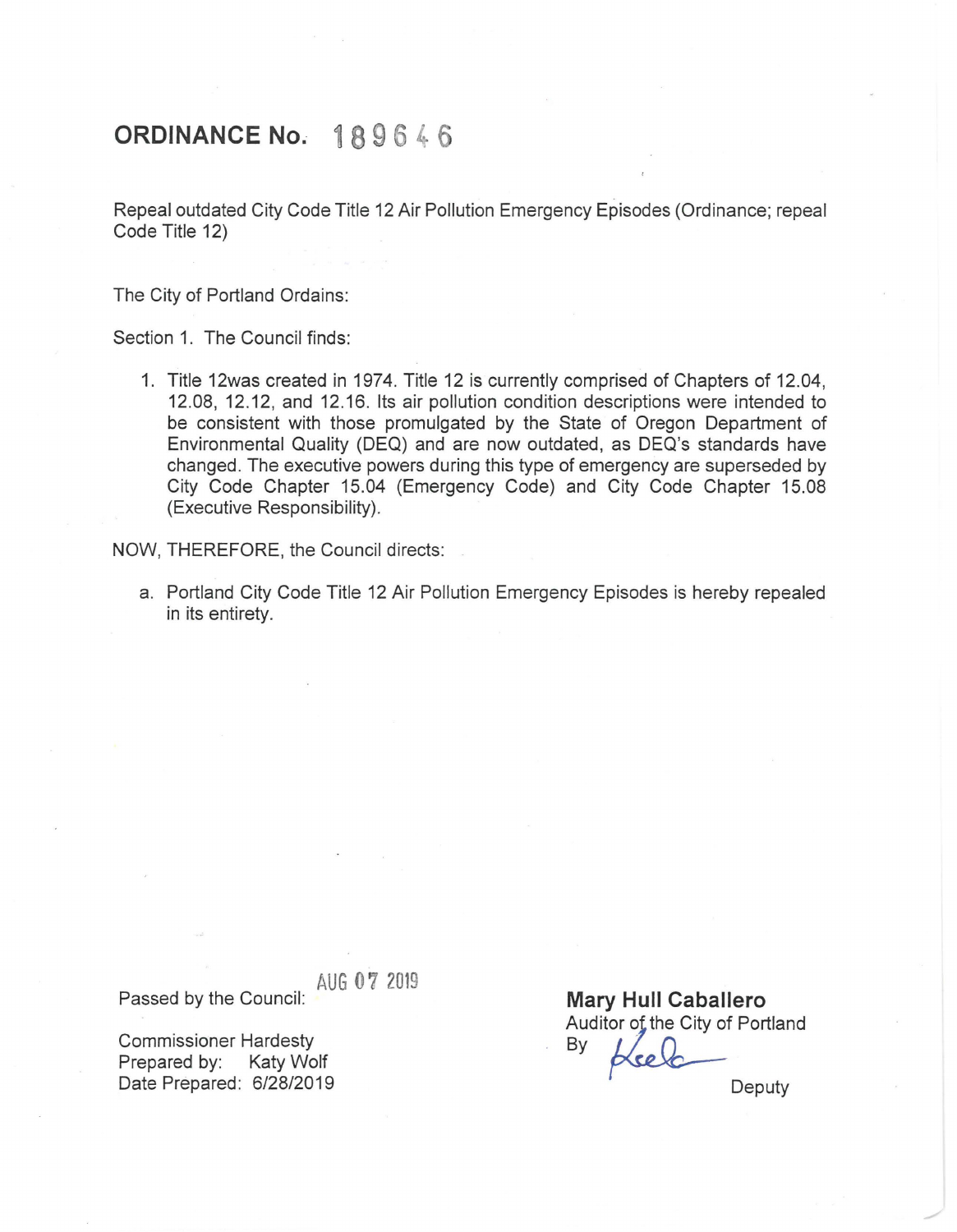# ORDINANCE No. 189646

Repeal outdated City Code Title 12 Air Pollution Emergency Episodes (Ordinance; repeal Code Title 12)

The City of Portland Ordains:

Section 1. The Council finds:

1. Title 12was created in 1974. Title 12 is currently comprised of Chapters of 12.04, 12.08, 12.12, and 12.16. Its air pollution condition descriptions were intended to be consistent with those promulgated by the State of Oregon Department of Environmental Quality (DEQ) and are now outdated, as DEQ's standards have changed. The executive powers during this type of emergency are superseded by City Code Chapter 15.04 (Emergency Code) and City Code Chapter 15.08 (Executive Responsibility).

NOW, THEREFORE, the Council directs:

a. Portland City Code Title 12 Air Pollution Emergency Episodes is hereby repealed in its entirety.

Passed by the Council: AUG 07 2019

Commissioner Hardesty
Prepared by: Katy Wolf
Date Prepared: 6/28/2019

**Mary Hull Caballero**
Auditor of the City of Portland
By [signature]
Deputy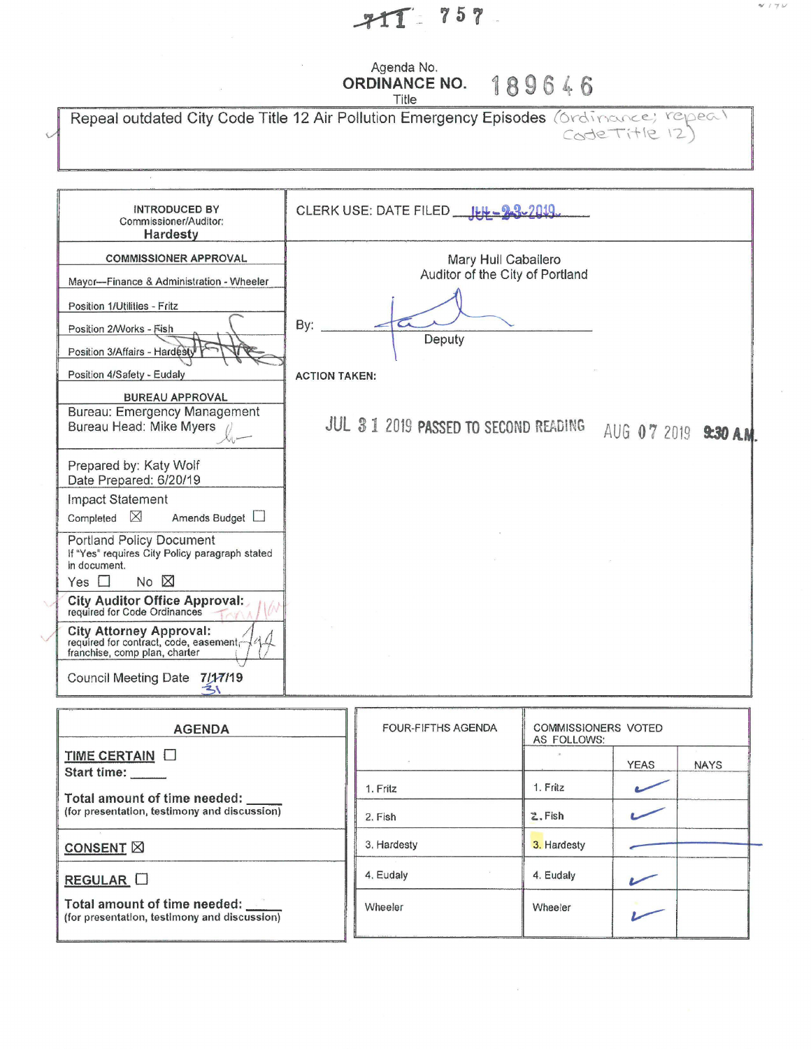~~711~~ 757

Agenda No.
**ORDINANCE NO.** 189646
Title

Repeal outdated City Code Title 12 Air Pollution Emergency Episodes (Ordinance; repeal Code Title 12)

| | |
|---|---|
| INTRODUCED BY<br>Commissioner/Auditor:<br>**Hardesty** | CLERK USE: DATE FILED JUL 23 2019 |
| **COMMISSIONER APPROVAL** | Mary Hull Caballero<br>Auditor of the City of Portland |
| Mayor—Finance & Administration - Wheeler | |
| Position 1/Utilities - Fritz | By: ______________<br>Deputy |
| Position 2/Works - Fish | |
| Position 3/Affairs - Hardesty | |
| Position 4/Safety - Eudaly | ACTION TAKEN: |
| **BUREAU APPROVAL**<br>Bureau: Emergency Management<br>Bureau Head: Mike Myers | JUL 31 2019 PASSED TO SECOND READING AUG 07 2019 9:30 A.M. |
| Prepared by: Katy Wolf<br>Date Prepared: 6/20/19 | |
| Impact Statement<br>Completed ☒ Amends Budget ☐ | |
| Portland Policy Document<br>If "Yes" requires City Policy paragraph stated in document.<br>Yes ☐ No ☒ | |
| **City Auditor Office Approval:**<br>required for Code Ordinances | |
| **City Attorney Approval:**<br>required for contract, code, easement, franchise, comp plan, charter | |
| Council Meeting Date ~~7/17/19~~ 7/31/19 | |

| AGENDA | FOUR-FIFTHS AGENDA | COMMISSIONERS VOTED AS FOLLOWS: | | |
|---|---|---|---|---|
| **TIME CERTAIN** ☐<br>**Start time:** _____ | | | YEAS | NAYS |
| **Total amount of time needed:** _____<br>(for presentation, testimony and discussion) | 1. Fritz | 1. Fritz | ✓ | |
| | 2. Fish | 2. Fish | ✓ | |
| **CONSENT** ☒ | 3. Hardesty | 3. Hardesty | — | |
| **REGULAR** ☐ | 4. Eudaly | 4. Eudaly | ✓ | |
| **Total amount of time needed:** _____<br>(for presentation, testimony and discussion) | Wheeler | Wheeler | ✓ | |